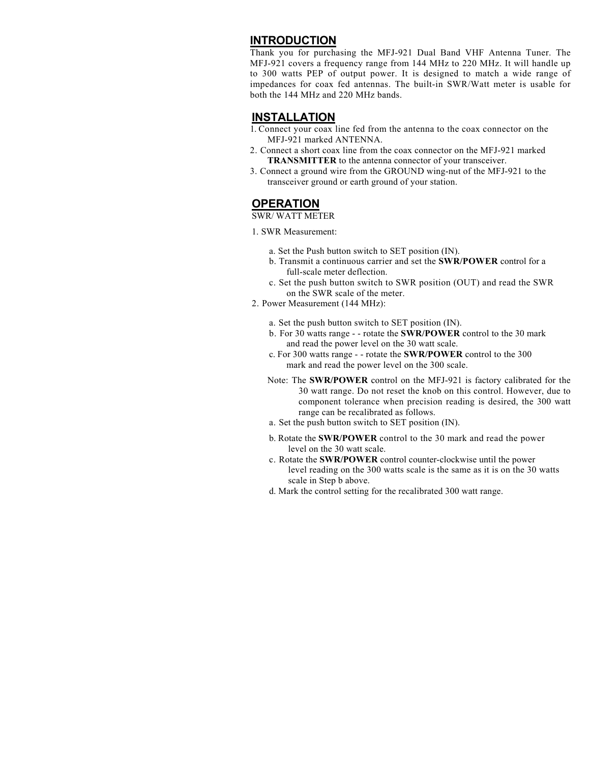## INTRODUCTION

Thank you for purchasing the MFJ-921 Dual Band VHF Antenna Tuner. The MFJ-921 covers a frequency range from 144 MHz to 220 MHz. It will handle up to 300 watts PEP of output power. It is designed to match a wide range of impedances for coax fed antennas. The built-in SWR/Watt meter is usable for both the 144 MHz and 220 MHz bands.

## INSTALLATION

1. Connect your coax line fed from the antenna to the coax connector on the MFJ-921 marked ANTENNA.
2. Connect a short coax line from the coax connector on the MFJ-921 marked **TRANSMITTER** to the antenna connector of your transceiver.
3. Connect a ground wire from the GROUND wing-nut of the MFJ-921 to the transceiver ground or earth ground of your station.

## OPERATION

SWR/ WATT METER

1. SWR Measurement:

   a. Set the Push button switch to SET position (IN).
   b. Transmit a continuous carrier and set the **SWR/POWER** control for a full-scale meter deflection.
   c. Set the push button switch to SWR position (OUT) and read the SWR on the SWR scale of the meter.

2. Power Measurement (144 MHz):

   a. Set the push button switch to SET position (IN).
   b. For 30 watts range - - rotate the **SWR/POWER** control to the 30 mark and read the power level on the 30 watt scale.
   c. For 300 watts range - - rotate the **SWR/POWER** control to the 300 mark and read the power level on the 300 scale.

   Note: The **SWR/POWER** control on the MFJ-921 is factory calibrated for the 30 watt range. Do not reset the knob on this control. However, due to component tolerance when precision reading is desired, the 300 watt range can be recalibrated as follows.

   a. Set the push button switch to SET position (IN).
   b. Rotate the **SWR/POWER** control to the 30 mark and read the power level on the 30 watt scale.
   c. Rotate the **SWR/POWER** control counter-clockwise until the power level reading on the 300 watts scale is the same as it is on the 30 watts scale in Step b above.
   d. Mark the control setting for the recalibrated 300 watt range.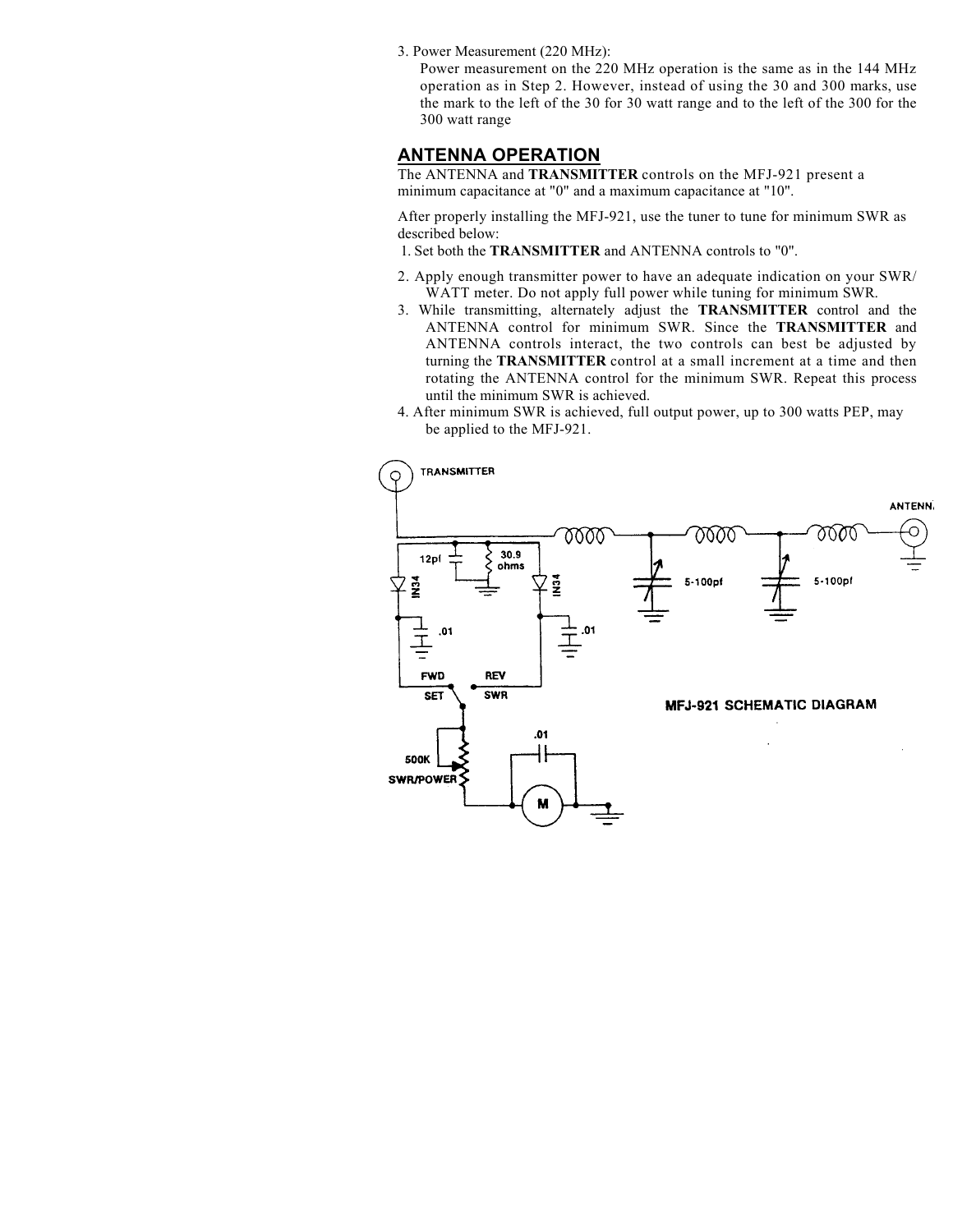3. Power Measurement (220 MHz):
   Power measurement on the 220 MHz operation is the same as in the 144 MHz operation as in Step 2. However, instead of using the 30 and 300 marks, use the mark to the left of the 30 for 30 watt range and to the left of the 300 for the 300 watt range

## ANTENNA OPERATION

The ANTENNA and **TRANSMITTER** controls on the MFJ-921 present a minimum capacitance at "0" and a maximum capacitance at "10".

After properly installing the MFJ-921, use the tuner to tune for minimum SWR as described below:

1. Set both the **TRANSMITTER** and ANTENNA controls to "0".
2. Apply enough transmitter power to have an adequate indication on your SWR/ WATT meter. Do not apply full power while tuning for minimum SWR.
3. While transmitting, alternately adjust the **TRANSMITTER** control and the ANTENNA control for minimum SWR. Since the **TRANSMITTER** and ANTENNA controls interact, the two controls can best be adjusted by turning the **TRANSMITTER** control at a small increment at a time and then rotating the ANTENNA control for the minimum SWR. Repeat this process until the minimum SWR is achieved.
4. After minimum SWR is achieved, full output power, up to 300 watts PEP, may be applied to the MFJ-921.

TRANSMITTER
ANTENNA
12pf
30.9 ohms
IN34
IN34
5-100pf
5-100pf
.01
.01
FWD
REV
SET
SWR
.01
500K
SWR/POWER
M

MFJ-921 SCHEMATIC DIAGRAM